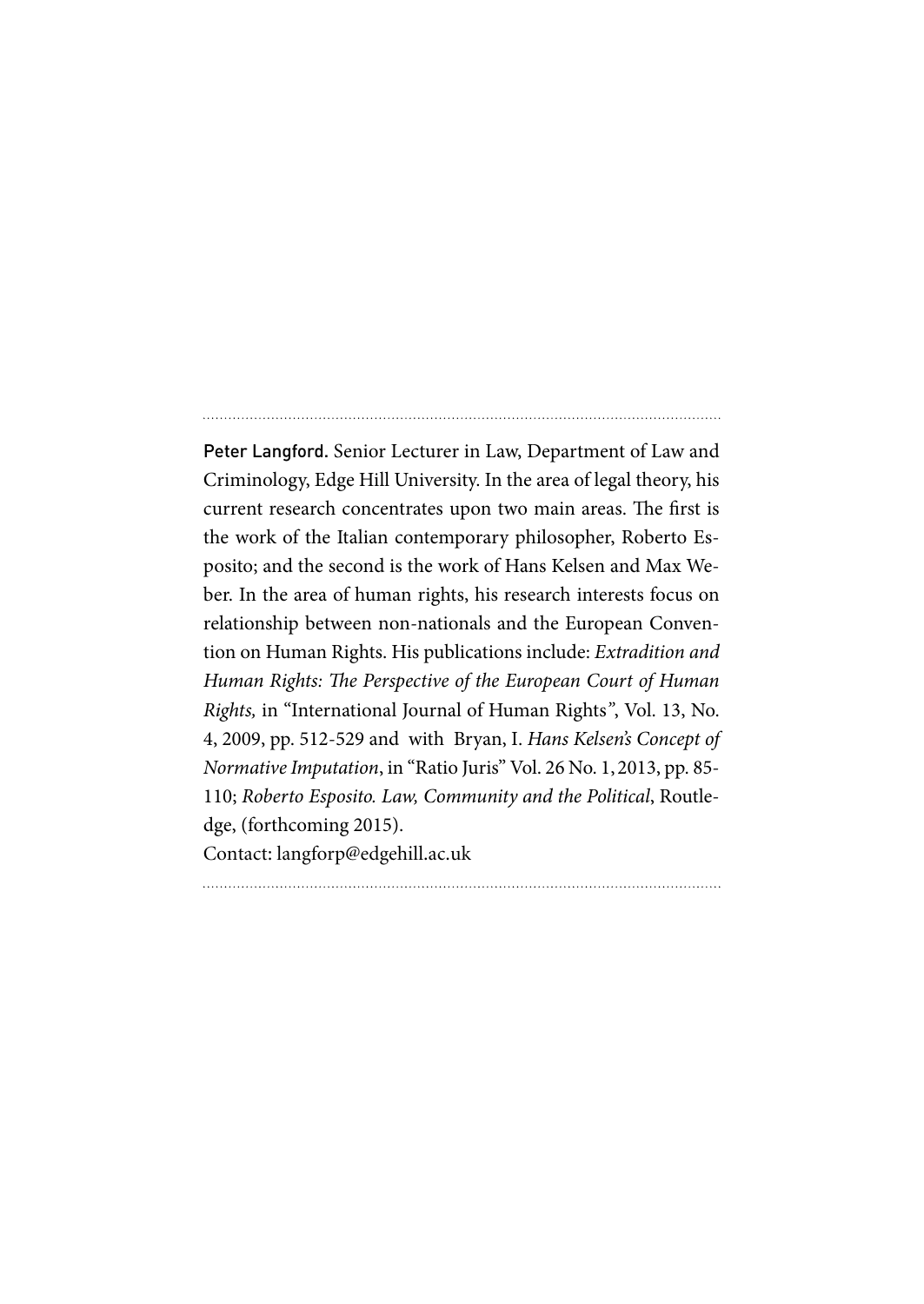**Peter Langford.** Senior Lecturer in Law, Department of Law and Criminology, Edge Hill University. In the area of legal theory, his current research concentrates upon two main areas. The first is the work of the Italian contemporary philosopher, Roberto Esposito; and the second is the work of Hans Kelsen and Max Weber. In the area of human rights, his research interests focus on relationship between non-nationals and the European Convention on Human Rights. His publications include: *Extradition and Human Rights: The Perspective of the European Court of Human Rights,* in "International Journal of Human Rights", Vol. 13, No. 4, 2009, pp. 512-529 and with Bryan, I. *Hans Kelsen's Concept of Normative Imputation*, in "Ratio Juris" Vol. 26 No. 1, 2013, pp. 85-110; *Roberto Esposito. Law, Community and the Political*, Routledge, (forthcoming 2015).

Contact: langforp@edgehill.ac.uk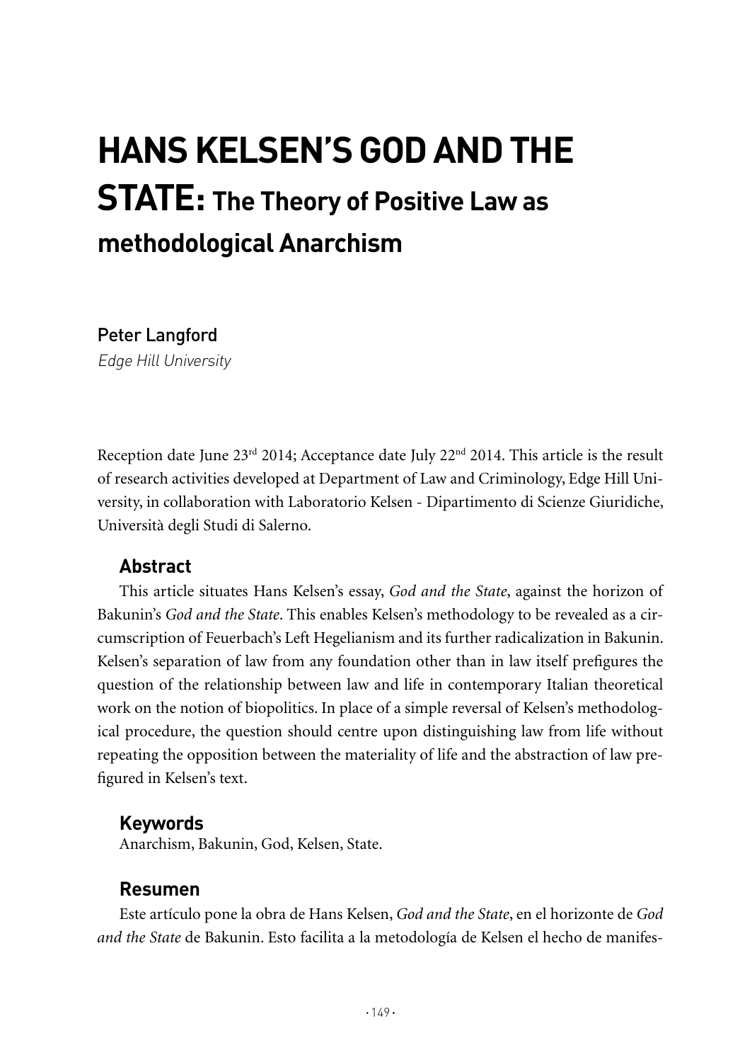# HANS KELSEN'S GOD AND THE STATE: The Theory of Positive Law as methodological Anarchism

Peter Langford

*Edge Hill University*

Reception date June 23rd 2014; Acceptance date July 22nd 2014. This article is the result of research activities developed at Department of Law and Criminology, Edge Hill University, in collaboration with Laboratorio Kelsen - Dipartimento di Scienze Giuridiche, Università degli Studi di Salerno.

## Abstract

This article situates Hans Kelsen's essay, *God and the State*, against the horizon of Bakunin's *God and the State*. This enables Kelsen's methodology to be revealed as a circumscription of Feuerbach's Left Hegelianism and its further radicalization in Bakunin. Kelsen's separation of law from any foundation other than in law itself prefigures the question of the relationship between law and life in contemporary Italian theoretical work on the notion of biopolitics. In place of a simple reversal of Kelsen's methodological procedure, the question should centre upon distinguishing law from life without repeating the opposition between the materiality of life and the abstraction of law prefigured in Kelsen's text.

## Keywords

Anarchism, Bakunin, God, Kelsen, State.

## Resumen

Este artículo pone la obra de Hans Kelsen, *God and the State*, en el horizonte de *God and the State* de Bakunin. Esto facilita a la metodología de Kelsen el hecho de manifes-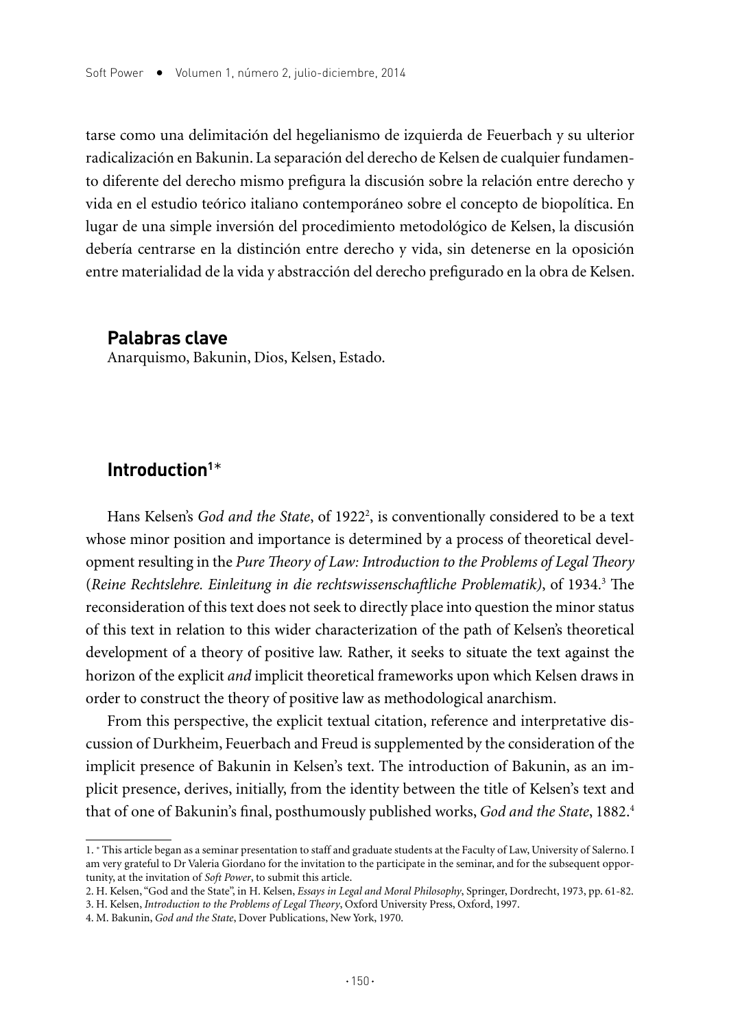tarse como una delimitación del hegelianismo de izquierda de Feuerbach y su ulterior radicalización en Bakunin. La separación del derecho de Kelsen de cualquier fundamento diferente del derecho mismo prefigura la discusión sobre la relación entre derecho y vida en el estudio teórico italiano contemporáneo sobre el concepto de biopolítica. En lugar de una simple inversión del procedimiento metodológico de Kelsen, la discusión debería centrarse en la distinción entre derecho y vida, sin detenerse en la oposición entre materialidad de la vida y abstracción del derecho prefigurado en la obra de Kelsen.

### Palabras clave

Anarquismo, Bakunin, Dios, Kelsen, Estado.

## Introduction[1]*

Hans Kelsen's *God and the State*, of 1922[2], is conventionally considered to be a text whose minor position and importance is determined by a process of theoretical development resulting in the *Pure Theory of Law: Introduction to the Problems of Legal Theory* (*Reine Rechtslehre. Einleitung in die rechtswissenschaftliche Problematik)*, of 1934.[3] The reconsideration of this text does not seek to directly place into question the minor status of this text in relation to this wider characterization of the path of Kelsen's theoretical development of a theory of positive law. Rather, it seeks to situate the text against the horizon of the explicit *and* implicit theoretical frameworks upon which Kelsen draws in order to construct the theory of positive law as methodological anarchism.

From this perspective, the explicit textual citation, reference and interpretative discussion of Durkheim, Feuerbach and Freud is supplemented by the consideration of the implicit presence of Bakunin in Kelsen's text. The introduction of Bakunin, as an implicit presence, derives, initially, from the identity between the title of Kelsen's text and that of one of Bakunin's final, posthumously published works, *God and the State*, 1882.[4]

---

1. * This article began as a seminar presentation to staff and graduate students at the Faculty of Law, University of Salerno. I am very grateful to Dr Valeria Giordano for the invitation to the participate in the seminar, and for the subsequent opportunity, at the invitation of *Soft Power*, to submit this article.
2. H. Kelsen, "God and the State", in H. Kelsen, *Essays in Legal and Moral Philosophy*, Springer, Dordrecht, 1973, pp. 61-82.
3. H. Kelsen, *Introduction to the Problems of Legal Theory*, Oxford University Press, Oxford, 1997.
4. M. Bakunin, *God and the State*, Dover Publications, New York, 1970.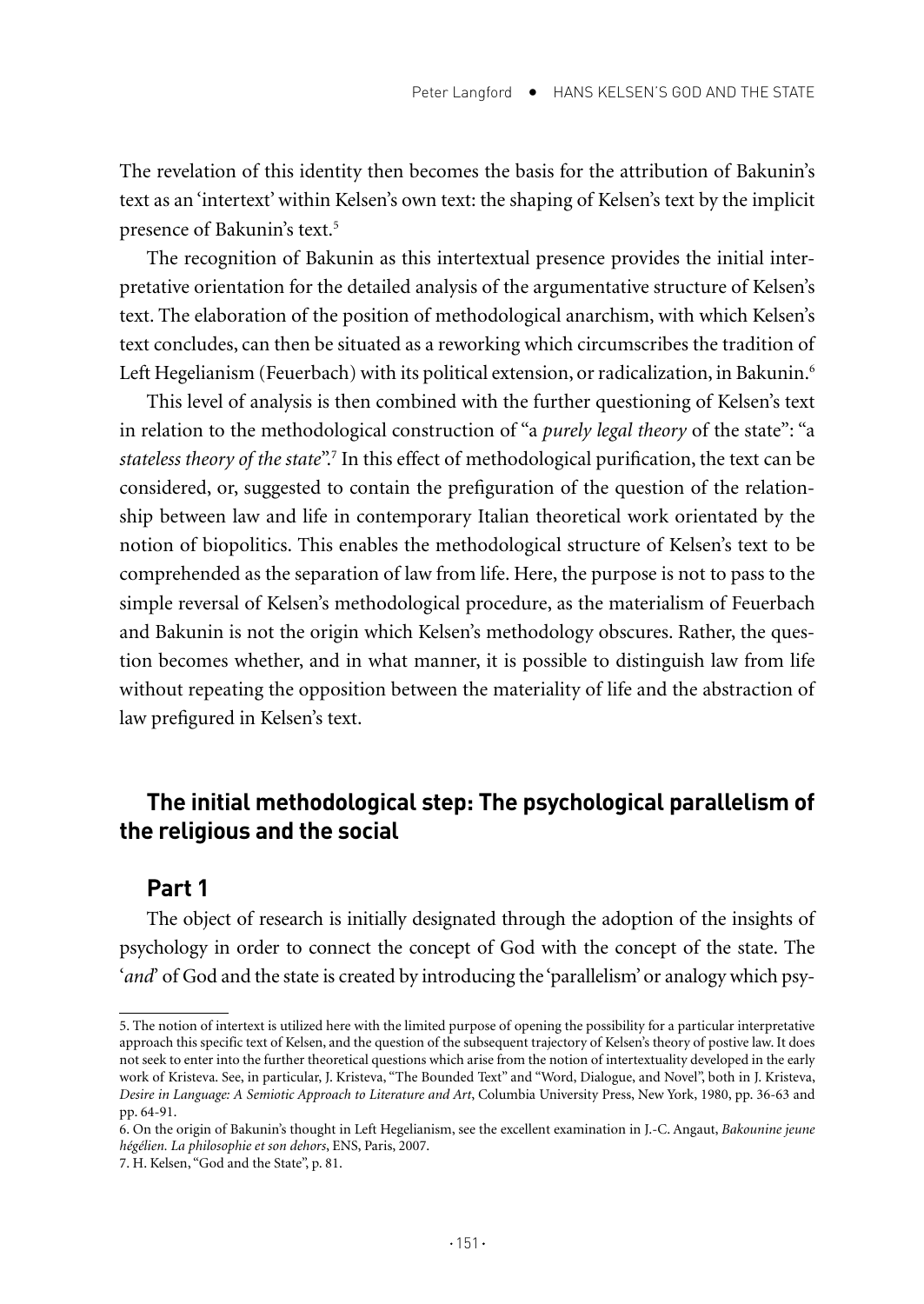The revelation of this identity then becomes the basis for the attribution of Bakunin's text as an 'intertext' within Kelsen's own text: the shaping of Kelsen's text by the implicit presence of Bakunin's text.[5]

The recognition of Bakunin as this intertextual presence provides the initial interpretative orientation for the detailed analysis of the argumentative structure of Kelsen's text. The elaboration of the position of methodological anarchism, with which Kelsen's text concludes, can then be situated as a reworking which circumscribes the tradition of Left Hegelianism (Feuerbach) with its political extension, or radicalization, in Bakunin.[6]

This level of analysis is then combined with the further questioning of Kelsen's text in relation to the methodological construction of "a *purely legal theory* of the state": "a *stateless theory of the state*".[7] In this effect of methodological purification, the text can be considered, or, suggested to contain the prefiguration of the question of the relationship between law and life in contemporary Italian theoretical work orientated by the notion of biopolitics. This enables the methodological structure of Kelsen's text to be comprehended as the separation of law from life. Here, the purpose is not to pass to the simple reversal of Kelsen's methodological procedure, as the materialism of Feuerbach and Bakunin is not the origin which Kelsen's methodology obscures. Rather, the question becomes whether, and in what manner, it is possible to distinguish law from life without repeating the opposition between the materiality of life and the abstraction of law prefigured in Kelsen's text.

## The initial methodological step: The psychological parallelism of the religious and the social

### Part 1

The object of research is initially designated through the adoption of the insights of psychology in order to connect the concept of God with the concept of the state. The '*and*' of God and the state is created by introducing the 'parallelism' or analogy which psy-

5. The notion of intertext is utilized here with the limited purpose of opening the possibility for a particular interpretative approach this specific text of Kelsen, and the question of the subsequent trajectory of Kelsen's theory of postive law. It does not seek to enter into the further theoretical questions which arise from the notion of intertextuality developed in the early work of Kristeva. See, in particular, J. Kristeva, "The Bounded Text" and "Word, Dialogue, and Novel", both in J. Kristeva, *Desire in Language: A Semiotic Approach to Literature and Art*, Columbia University Press, New York, 1980, pp. 36-63 and pp. 64-91.

6. On the origin of Bakunin's thought in Left Hegelianism, see the excellent examination in J.-C. Angaut, *Bakounine jeune hégélien. La philosophie et son dehors*, ENS, Paris, 2007.

7. H. Kelsen, "God and the State", p. 81.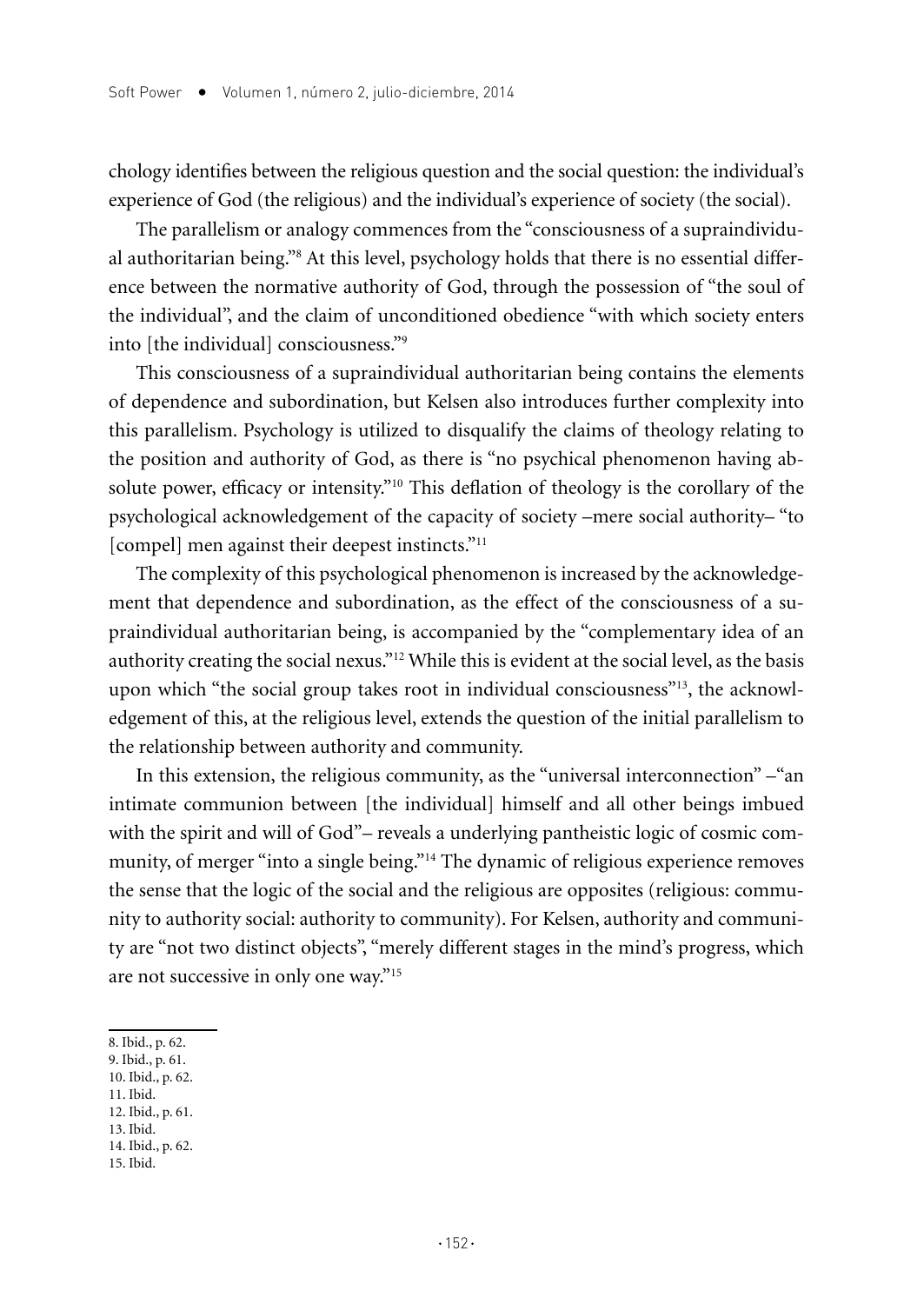chology identifies between the religious question and the social question: the individual's experience of God (the religious) and the individual's experience of society (the social).

The parallelism or analogy commences from the "consciousness of a supraindividual authoritarian being."[8] At this level, psychology holds that there is no essential difference between the normative authority of God, through the possession of "the soul of the individual", and the claim of unconditioned obedience "with which society enters into [the individual] consciousness."[9]

This consciousness of a supraindividual authoritarian being contains the elements of dependence and subordination, but Kelsen also introduces further complexity into this parallelism. Psychology is utilized to disqualify the claims of theology relating to the position and authority of God, as there is "no psychical phenomenon having absolute power, efficacy or intensity."[10] This deflation of theology is the corollary of the psychological acknowledgement of the capacity of society –mere social authority– "to [compel] men against their deepest instincts."[11]

The complexity of this psychological phenomenon is increased by the acknowledgement that dependence and subordination, as the effect of the consciousness of a supraindividual authoritarian being, is accompanied by the "complementary idea of an authority creating the social nexus."[12] While this is evident at the social level, as the basis upon which "the social group takes root in individual consciousness"[13], the acknowledgement of this, at the religious level, extends the question of the initial parallelism to the relationship between authority and community.

In this extension, the religious community, as the "universal interconnection" –"an intimate communion between [the individual] himself and all other beings imbued with the spirit and will of God"– reveals a underlying pantheistic logic of cosmic community, of merger "into a single being."[14] The dynamic of religious experience removes the sense that the logic of the social and the religious are opposites (religious: community to authority social: authority to community). For Kelsen, authority and community are "not two distinct objects", "merely different stages in the mind's progress, which are not successive in only one way."[15]

8. Ibid., p. 62.
9. Ibid., p. 61.
10. Ibid., p. 62.
11. Ibid.
12. Ibid., p. 61.
13. Ibid.
14. Ibid., p. 62.
15. Ibid.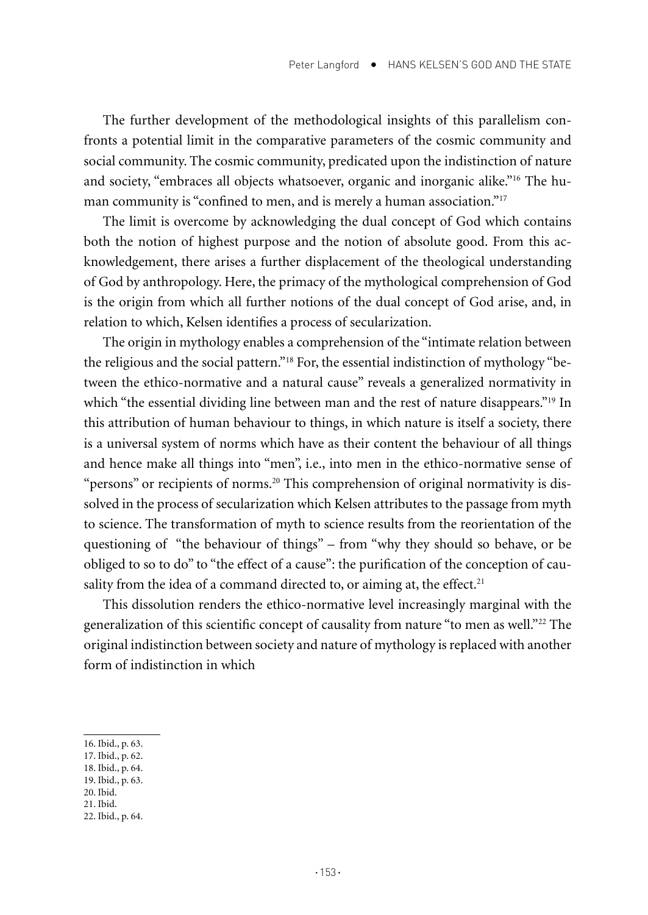The further development of the methodological insights of this parallelism confronts a potential limit in the comparative parameters of the cosmic community and social community. The cosmic community, predicated upon the indistinction of nature and society, "embraces all objects whatsoever, organic and inorganic alike."[16] The human community is "confined to men, and is merely a human association."[17]

The limit is overcome by acknowledging the dual concept of God which contains both the notion of highest purpose and the notion of absolute good. From this acknowledgement, there arises a further displacement of the theological understanding of God by anthropology. Here, the primacy of the mythological comprehension of God is the origin from which all further notions of the dual concept of God arise, and, in relation to which, Kelsen identifies a process of secularization.

The origin in mythology enables a comprehension of the "intimate relation between the religious and the social pattern."[18] For, the essential indistinction of mythology "between the ethico-normative and a natural cause" reveals a generalized normativity in which "the essential dividing line between man and the rest of nature disappears."[19] In this attribution of human behaviour to things, in which nature is itself a society, there is a universal system of norms which have as their content the behaviour of all things and hence make all things into "men", i.e., into men in the ethico-normative sense of "persons" or recipients of norms.[20] This comprehension of original normativity is dissolved in the process of secularization which Kelsen attributes to the passage from myth to science. The transformation of myth to science results from the reorientation of the questioning of "the behaviour of things" – from "why they should so behave, or be obliged to so to do" to "the effect of a cause": the purification of the conception of causality from the idea of a command directed to, or aiming at, the effect.[21]

This dissolution renders the ethico-normative level increasingly marginal with the generalization of this scientific concept of causality from nature "to men as well."[22] The original indistinction between society and nature of mythology is replaced with another form of indistinction in which

16. Ibid., p. 63.
17. Ibid., p. 62.
18. Ibid., p. 64.
19. Ibid., p. 63.
20. Ibid.
21. Ibid.
22. Ibid., p. 64.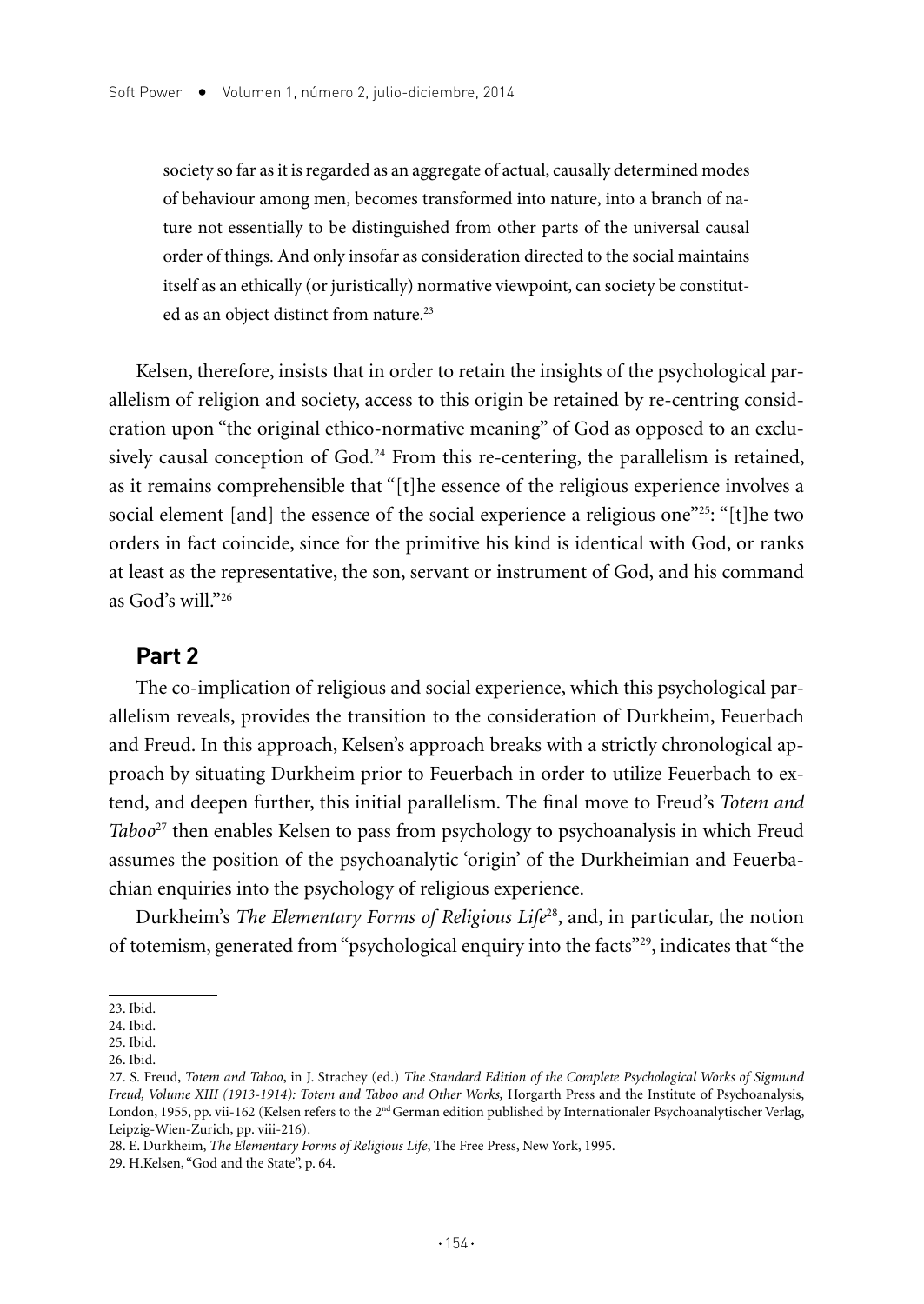> society so far as it is regarded as an aggregate of actual, causally determined modes of behaviour among men, becomes transformed into nature, into a branch of nature not essentially to be distinguished from other parts of the universal causal order of things. And only insofar as consideration directed to the social maintains itself as an ethically (or juristically) normative viewpoint, can society be constituted as an object distinct from nature.[23]

Kelsen, therefore, insists that in order to retain the insights of the psychological parallelism of religion and society, access to this origin be retained by re-centring consideration upon "the original ethico-normative meaning" of God as opposed to an exclusively causal conception of God.[24] From this re-centering, the parallelism is retained, as it remains comprehensible that "[t]he essence of the religious experience involves a social element [and] the essence of the social experience a religious one"[25]: "[t]he two orders in fact coincide, since for the primitive his kind is identical with God, or ranks at least as the representative, the son, servant or instrument of God, and his command as God's will."[26]

## Part 2

The co-implication of religious and social experience, which this psychological parallelism reveals, provides the transition to the consideration of Durkheim, Feuerbach and Freud. In this approach, Kelsen's approach breaks with a strictly chronological approach by situating Durkheim prior to Feuerbach in order to utilize Feuerbach to extend, and deepen further, this initial parallelism. The final move to Freud's *Totem and Taboo*[27] then enables Kelsen to pass from psychology to psychoanalysis in which Freud assumes the position of the psychoanalytic 'origin' of the Durkheimian and Feuerbachian enquiries into the psychology of religious experience.

Durkheim's *The Elementary Forms of Religious Life*[28], and, in particular, the notion of totemism, generated from "psychological enquiry into the facts"[29], indicates that "the

---

23. Ibid.
24. Ibid.
25. Ibid.
26. Ibid.
27. S. Freud, *Totem and Taboo*, in J. Strachey (ed.) *The Standard Edition of the Complete Psychological Works of Sigmund Freud, Volume XIII (1913-1914): Totem and Taboo and Other Works,* Horgarth Press and the Institute of Psychoanalysis, London, 1955, pp. vii-162 (Kelsen refers to the 2nd German edition published by Internationaler Psychoanalytischer Verlag, Leipzig-Wien-Zurich, pp. viii-216).
28. E. Durkheim, *The Elementary Forms of Religious Life*, The Free Press, New York, 1995.
29. H.Kelsen, "God and the State", p. 64.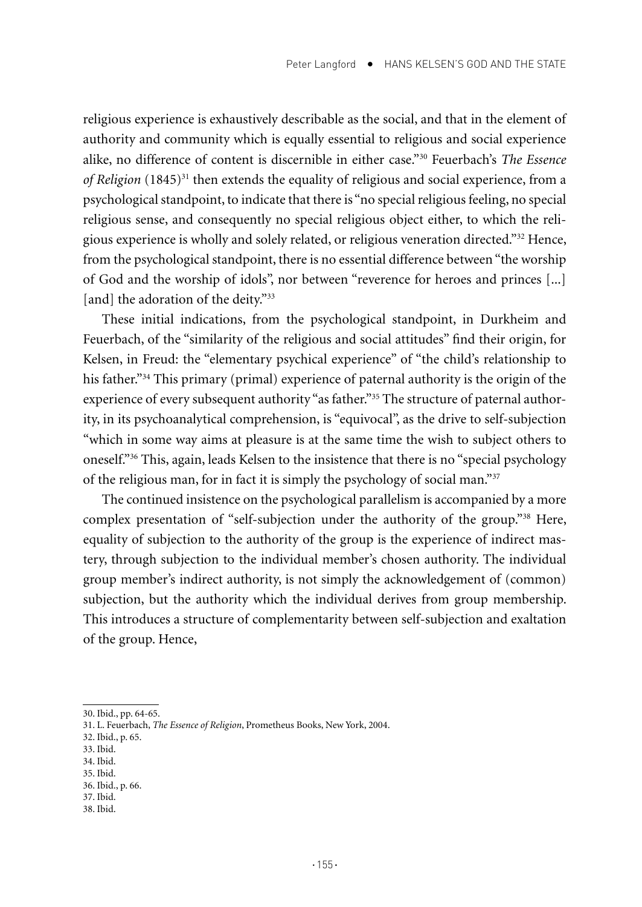religious experience is exhaustively describable as the social, and that in the element of authority and community which is equally essential to religious and social experience alike, no difference of content is discernible in either case."[30] Feuerbach's *The Essence of Religion* (1845)[31] then extends the equality of religious and social experience, from a psychological standpoint, to indicate that there is "no special religious feeling, no special religious sense, and consequently no special religious object either, to which the religious experience is wholly and solely related, or religious veneration directed."[32] Hence, from the psychological standpoint, there is no essential difference between "the worship of God and the worship of idols", nor between "reverence for heroes and princes [...] [and] the adoration of the deity."[33]

These initial indications, from the psychological standpoint, in Durkheim and Feuerbach, of the "similarity of the religious and social attitudes" find their origin, for Kelsen, in Freud: the "elementary psychical experience" of "the child's relationship to his father."[34] This primary (primal) experience of paternal authority is the origin of the experience of every subsequent authority "as father."[35] The structure of paternal authority, in its psychoanalytical comprehension, is "equivocal", as the drive to self-subjection "which in some way aims at pleasure is at the same time the wish to subject others to oneself."[36] This, again, leads Kelsen to the insistence that there is no "special psychology of the religious man, for in fact it is simply the psychology of social man."[37]

The continued insistence on the psychological parallelism is accompanied by a more complex presentation of "self-subjection under the authority of the group."[38] Here, equality of subjection to the authority of the group is the experience of indirect mastery, through subjection to the individual member's chosen authority. The individual group member's indirect authority, is not simply the acknowledgement of (common) subjection, but the authority which the individual derives from group membership. This introduces a structure of complementarity between self-subjection and exaltation of the group. Hence,

30. Ibid., pp. 64-65.
31. L. Feuerbach, *The Essence of Religion*, Prometheus Books, New York, 2004.
32. Ibid., p. 65.
33. Ibid.
34. Ibid.
35. Ibid.
36. Ibid., p. 66.
37. Ibid.
38. Ibid.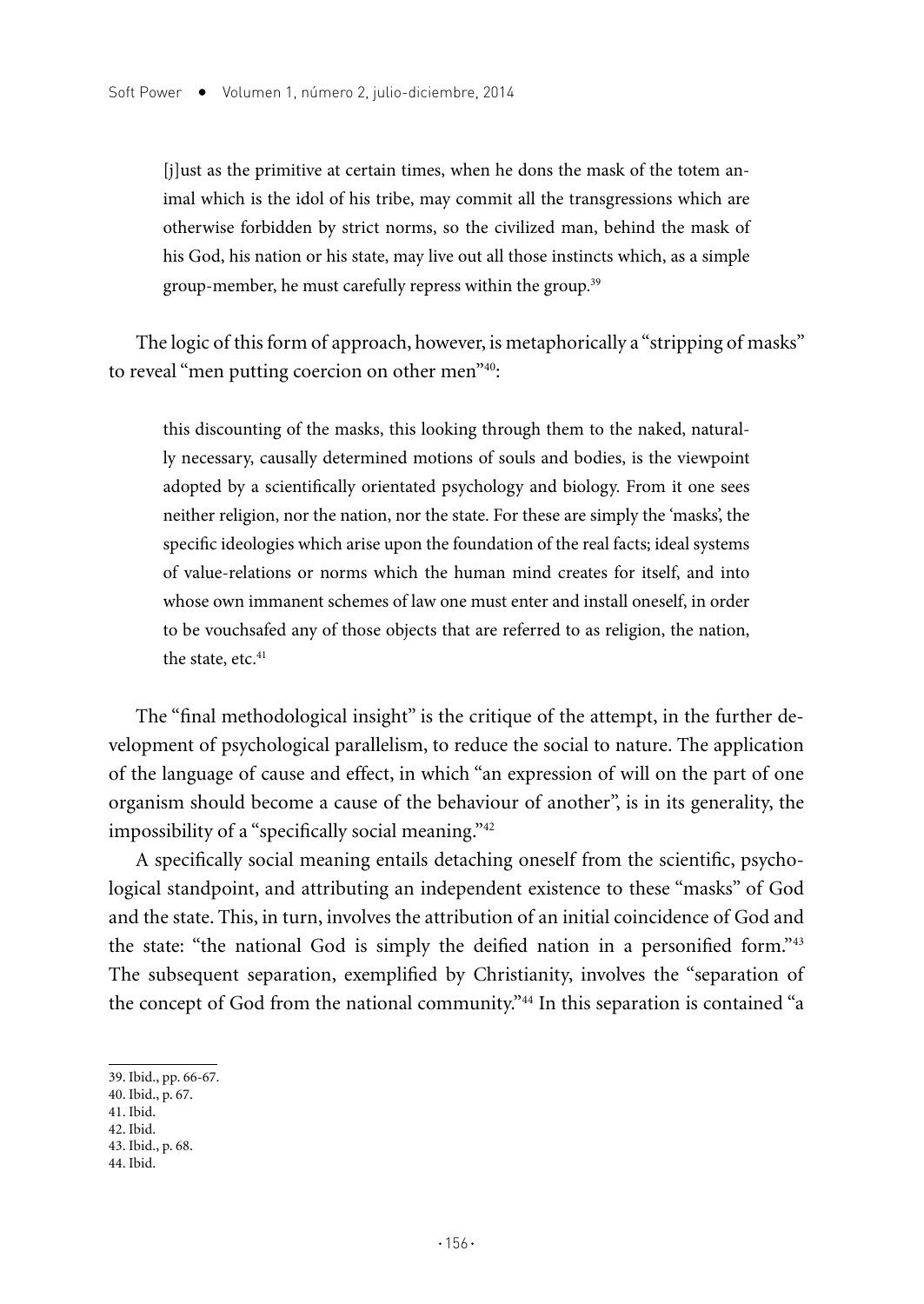> [j]ust as the primitive at certain times, when he dons the mask of the totem animal which is the idol of his tribe, may commit all the transgressions which are otherwise forbidden by strict norms, so the civilized man, behind the mask of his God, his nation or his state, may live out all those instincts which, as a simple group-member, he must carefully repress within the group.[39]

The logic of this form of approach, however, is metaphorically a "stripping of masks" to reveal "men putting coercion on other men"[40]:

> this discounting of the masks, this looking through them to the naked, naturally necessary, causally determined motions of souls and bodies, is the viewpoint adopted by a scientifically orientated psychology and biology. From it one sees neither religion, nor the nation, nor the state. For these are simply the 'masks', the specific ideologies which arise upon the foundation of the real facts; ideal systems of value-relations or norms which the human mind creates for itself, and into whose own immanent schemes of law one must enter and install oneself, in order to be vouchsafed any of those objects that are referred to as religion, the nation, the state, etc.[41]

The "final methodological insight" is the critique of the attempt, in the further development of psychological parallelism, to reduce the social to nature. The application of the language of cause and effect, in which "an expression of will on the part of one organism should become a cause of the behaviour of another", is in its generality, the impossibility of a "specifically social meaning."[42]

A specifically social meaning entails detaching oneself from the scientific, psychological standpoint, and attributing an independent existence to these "masks" of God and the state. This, in turn, involves the attribution of an initial coincidence of God and the state: "the national God is simply the deified nation in a personified form."[43] The subsequent separation, exemplified by Christianity, involves the "separation of the concept of God from the national community."[44] In this separation is contained "a

39. Ibid., pp. 66-67.
40. Ibid., p. 67.
41. Ibid.
42. Ibid.
43. Ibid., p. 68.
44. Ibid.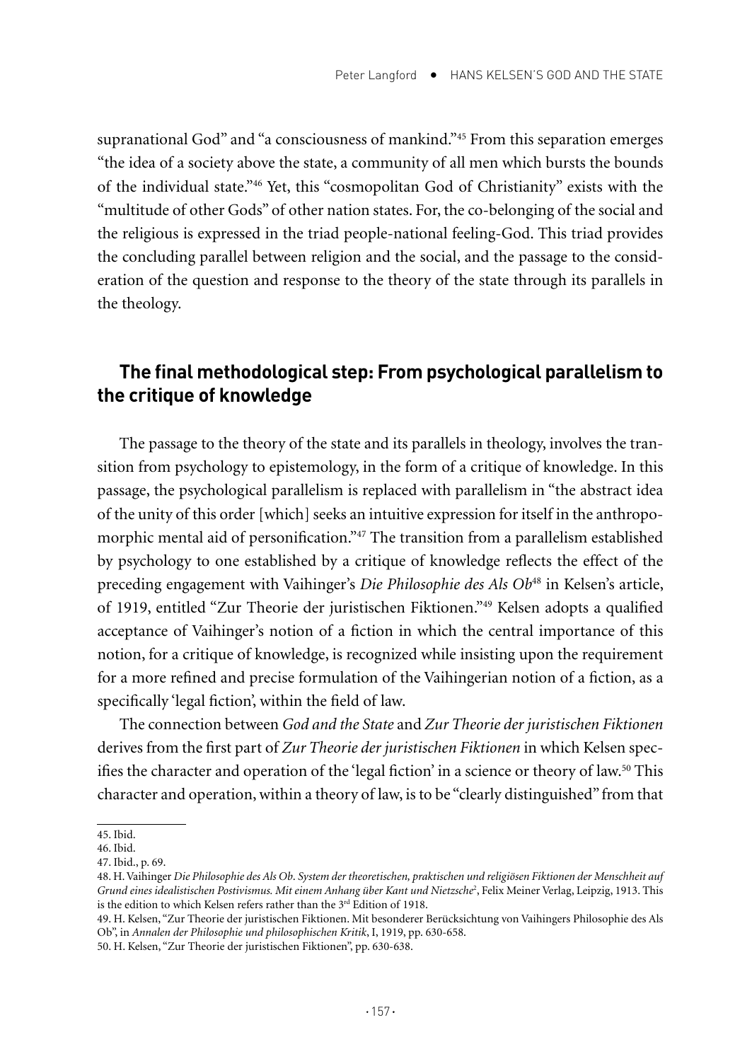supranational God" and "a consciousness of mankind."[45] From this separation emerges "the idea of a society above the state, a community of all men which bursts the bounds of the individual state."[46] Yet, this "cosmopolitan God of Christianity" exists with the "multitude of other Gods" of other nation states. For, the co-belonging of the social and the religious is expressed in the triad people-national feeling-God. This triad provides the concluding parallel between religion and the social, and the passage to the consideration of the question and response to the theory of the state through its parallels in the theology.

## The final methodological step: From psychological parallelism to the critique of knowledge

The passage to the theory of the state and its parallels in theology, involves the transition from psychology to epistemology, in the form of a critique of knowledge. In this passage, the psychological parallelism is replaced with parallelism in "the abstract idea of the unity of this order [which] seeks an intuitive expression for itself in the anthropomorphic mental aid of personification."[47] The transition from a parallelism established by psychology to one established by a critique of knowledge reflects the effect of the preceding engagement with Vaihinger's *Die Philosophie des Als Ob*[48] in Kelsen's article, of 1919, entitled "Zur Theorie der juristischen Fiktionen."[49] Kelsen adopts a qualified acceptance of Vaihinger's notion of a fiction in which the central importance of this notion, for a critique of knowledge, is recognized while insisting upon the requirement for a more refined and precise formulation of the Vaihingerian notion of a fiction, as a specifically 'legal fiction', within the field of law.

The connection between *God and the State* and *Zur Theorie der juristischen Fiktionen* derives from the first part of *Zur Theorie der juristischen Fiktionen* in which Kelsen specifies the character and operation of the 'legal fiction' in a science or theory of law.[50] This character and operation, within a theory of law, is to be "clearly distinguished" from that

45. Ibid.
46. Ibid.
47. Ibid., p. 69.
48. H. Vaihinger *Die Philosophie des Als Ob. System der theoretischen, praktischen und religiösen Fiktionen der Menschheit auf Grund eines idealistischen Postivismus. Mit einem Anhang über Kant und Nietzsche*[2], Felix Meiner Verlag, Leipzig, 1913. This is the edition to which Kelsen refers rather than the 3rd Edition of 1918.
49. H. Kelsen, "Zur Theorie der juristischen Fiktionen. Mit besonderer Berücksichtung von Vaihingers Philosophie des Als Ob", in *Annalen der Philosophie und philosophischen Kritik*, I, 1919, pp. 630-658.
50. H. Kelsen, "Zur Theorie der juristischen Fiktionen", pp. 630-638.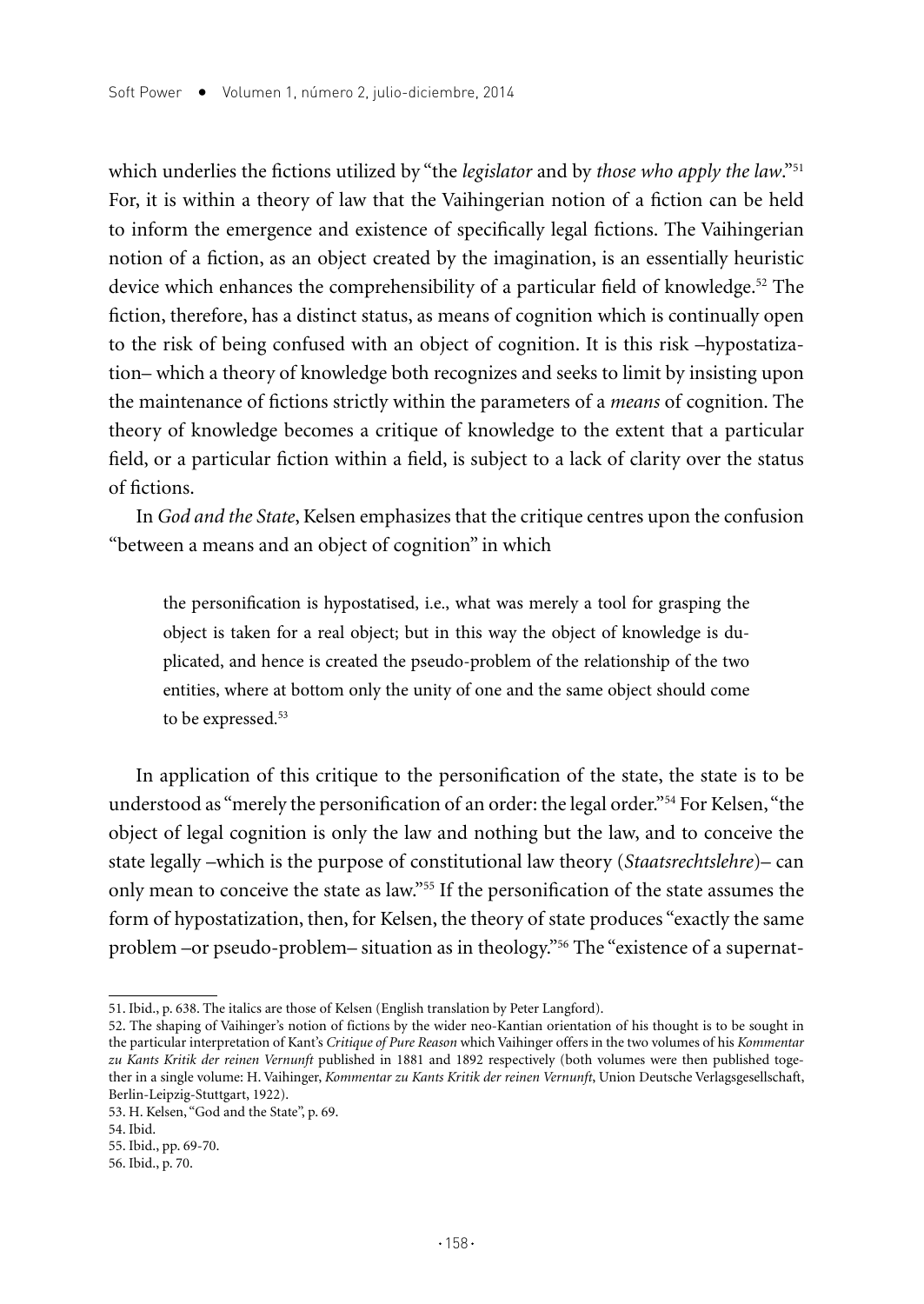which underlies the fictions utilized by "the *legislator* and by *those who apply the law*."[51] For, it is within a theory of law that the Vaihingerian notion of a fiction can be held to inform the emergence and existence of specifically legal fictions. The Vaihingerian notion of a fiction, as an object created by the imagination, is an essentially heuristic device which enhances the comprehensibility of a particular field of knowledge.[52] The fiction, therefore, has a distinct status, as means of cognition which is continually open to the risk of being confused with an object of cognition. It is this risk –hypostatization– which a theory of knowledge both recognizes and seeks to limit by insisting upon the maintenance of fictions strictly within the parameters of a *means* of cognition. The theory of knowledge becomes a critique of knowledge to the extent that a particular field, or a particular fiction within a field, is subject to a lack of clarity over the status of fictions.

In *God and the State*, Kelsen emphasizes that the critique centres upon the confusion "between a means and an object of cognition" in which

> the personification is hypostatised, i.e., what was merely a tool for grasping the object is taken for a real object; but in this way the object of knowledge is duplicated, and hence is created the pseudo-problem of the relationship of the two entities, where at bottom only the unity of one and the same object should come to be expressed.[53]

In application of this critique to the personification of the state, the state is to be understood as "merely the personification of an order: the legal order."[54] For Kelsen, "the object of legal cognition is only the law and nothing but the law, and to conceive the state legally –which is the purpose of constitutional law theory (*Staatsrechtslehre*)– can only mean to conceive the state as law."[55] If the personification of the state assumes the form of hypostatization, then, for Kelsen, the theory of state produces "exactly the same problem –or pseudo-problem– situation as in theology."[56] The "existence of a supernat-

---

51. Ibid., p. 638. The italics are those of Kelsen (English translation by Peter Langford).

52. The shaping of Vaihinger's notion of fictions by the wider neo-Kantian orientation of his thought is to be sought in the particular interpretation of Kant's *Critique of Pure Reason* which Vaihinger offers in the two volumes of his *Kommentar zu Kants Kritik der reinen Vernunft* published in 1881 and 1892 respectively (both volumes were then published together in a single volume: H. Vaihinger, *Kommentar zu Kants Kritik der reinen Vernunft*, Union Deutsche Verlagsgesellschaft, Berlin-Leipzig-Stuttgart, 1922).

53. H. Kelsen, "God and the State", p. 69.

54. Ibid.

55. Ibid., pp. 69-70.

56. Ibid., p. 70.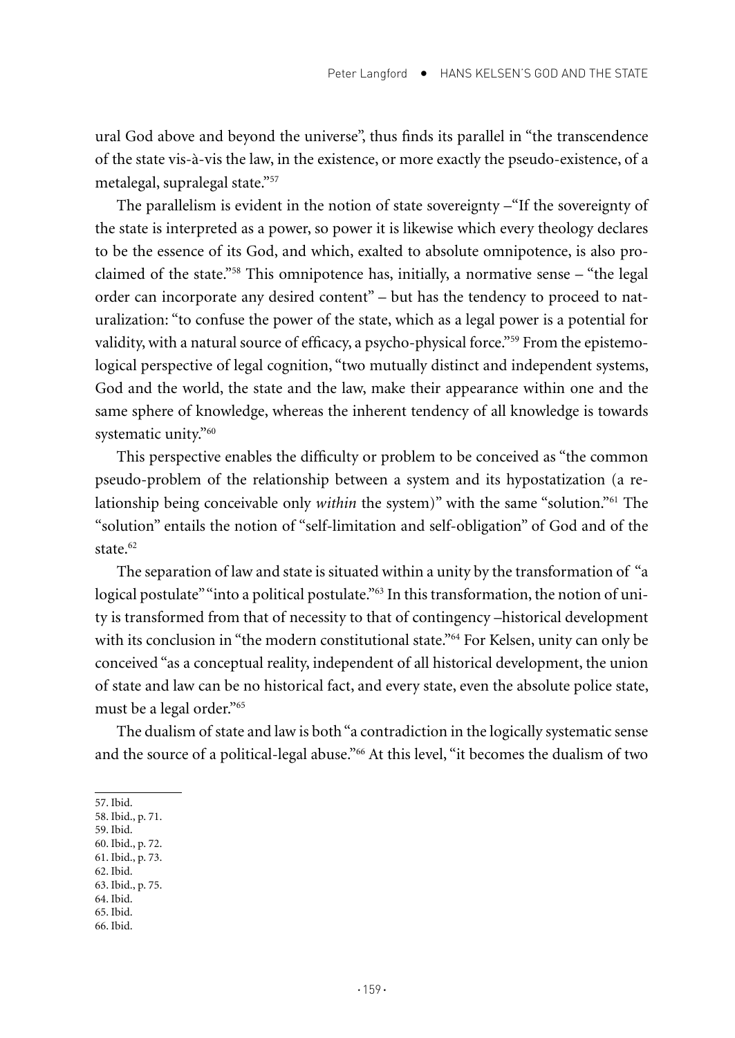ural God above and beyond the universe", thus finds its parallel in "the transcendence of the state vis-à-vis the law, in the existence, or more exactly the pseudo-existence, of a metalegal, supralegal state."[57]

The parallelism is evident in the notion of state sovereignty –"If the sovereignty of the state is interpreted as a power, so power it is likewise which every theology declares to be the essence of its God, and which, exalted to absolute omnipotence, is also proclaimed of the state."[58] This omnipotence has, initially, a normative sense – "the legal order can incorporate any desired content" – but has the tendency to proceed to naturalization: "to confuse the power of the state, which as a legal power is a potential for validity, with a natural source of efficacy, a psycho-physical force."[59] From the epistemological perspective of legal cognition, "two mutually distinct and independent systems, God and the world, the state and the law, make their appearance within one and the same sphere of knowledge, whereas the inherent tendency of all knowledge is towards systematic unity."[60]

This perspective enables the difficulty or problem to be conceived as "the common pseudo-problem of the relationship between a system and its hypostatization (a relationship being conceivable only *within* the system)" with the same "solution."[61] The "solution" entails the notion of "self-limitation and self-obligation" of God and of the state.[62]

The separation of law and state is situated within a unity by the transformation of "a logical postulate" "into a political postulate."[63] In this transformation, the notion of unity is transformed from that of necessity to that of contingency –historical development with its conclusion in "the modern constitutional state."[64] For Kelsen, unity can only be conceived "as a conceptual reality, independent of all historical development, the union of state and law can be no historical fact, and every state, even the absolute police state, must be a legal order."[65]

The dualism of state and law is both "a contradiction in the logically systematic sense and the source of a political-legal abuse."[66] At this level, "it becomes the dualism of two

---

57. Ibid.
58. Ibid., p. 71.
59. Ibid.
60. Ibid., p. 72.
61. Ibid., p. 73.
62. Ibid.
63. Ibid., p. 75.
64. Ibid.
65. Ibid.
66. Ibid.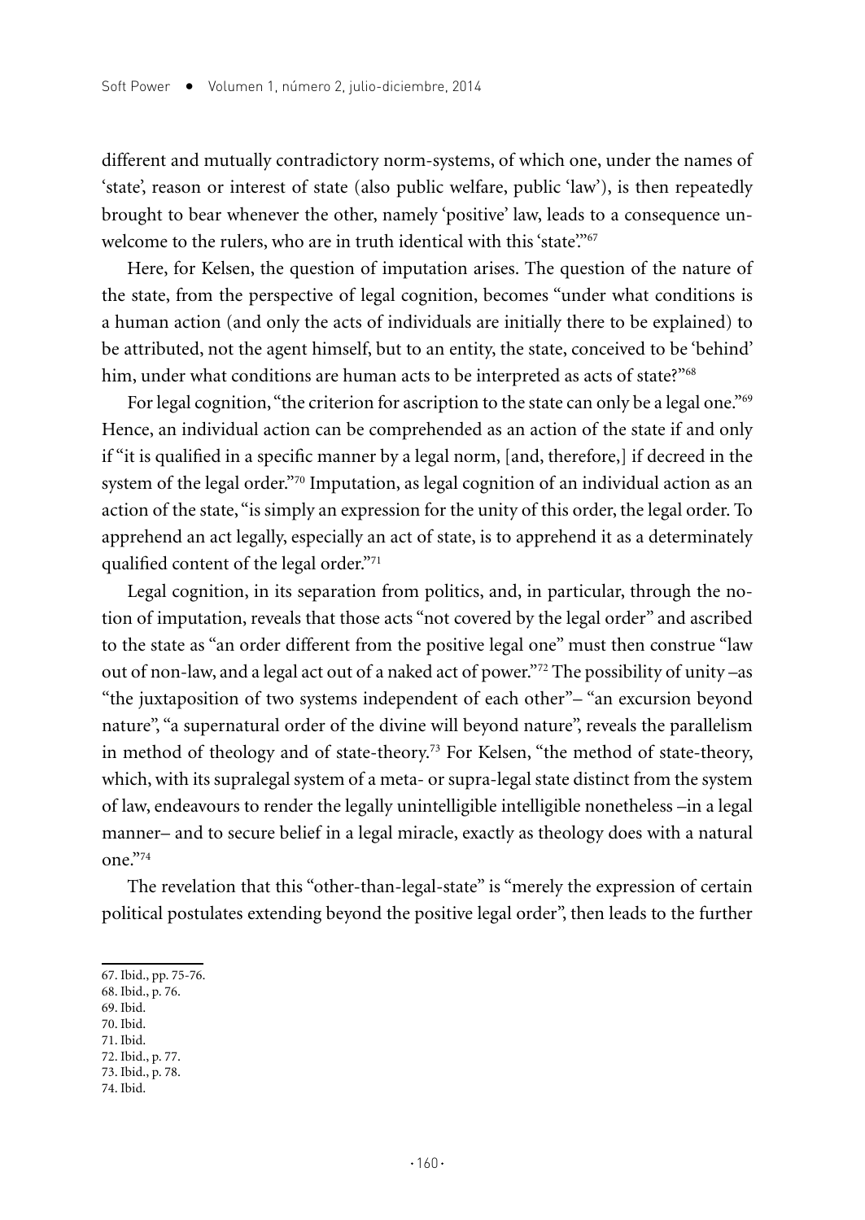different and mutually contradictory norm-systems, of which one, under the names of 'state', reason or interest of state (also public welfare, public 'law'), is then repeatedly brought to bear whenever the other, namely 'positive' law, leads to a consequence unwelcome to the rulers, who are in truth identical with this 'state'."[67]

Here, for Kelsen, the question of imputation arises. The question of the nature of the state, from the perspective of legal cognition, becomes "under what conditions is a human action (and only the acts of individuals are initially there to be explained) to be attributed, not the agent himself, but to an entity, the state, conceived to be 'behind' him, under what conditions are human acts to be interpreted as acts of state?"[68]

For legal cognition, "the criterion for ascription to the state can only be a legal one."[69] Hence, an individual action can be comprehended as an action of the state if and only if "it is qualified in a specific manner by a legal norm, [and, therefore,] if decreed in the system of the legal order."[70] Imputation, as legal cognition of an individual action as an action of the state, "is simply an expression for the unity of this order, the legal order. To apprehend an act legally, especially an act of state, is to apprehend it as a determinately qualified content of the legal order."[71]

Legal cognition, in its separation from politics, and, in particular, through the notion of imputation, reveals that those acts "not covered by the legal order" and ascribed to the state as "an order different from the positive legal one" must then construe "law out of non-law, and a legal act out of a naked act of power."[72] The possibility of unity –as "the juxtaposition of two systems independent of each other"– "an excursion beyond nature", "a supernatural order of the divine will beyond nature", reveals the parallelism in method of theology and of state-theory.[73] For Kelsen, "the method of state-theory, which, with its supralegal system of a meta- or supra-legal state distinct from the system of law, endeavours to render the legally unintelligible intelligible nonetheless –in a legal manner– and to secure belief in a legal miracle, exactly as theology does with a natural one."[74]

The revelation that this "other-than-legal-state" is "merely the expression of certain political postulates extending beyond the positive legal order", then leads to the further

67. Ibid., pp. 75-76.
68. Ibid., p. 76.
69. Ibid.
70. Ibid.
71. Ibid.
72. Ibid., p. 77.
73. Ibid., p. 78.
74. Ibid.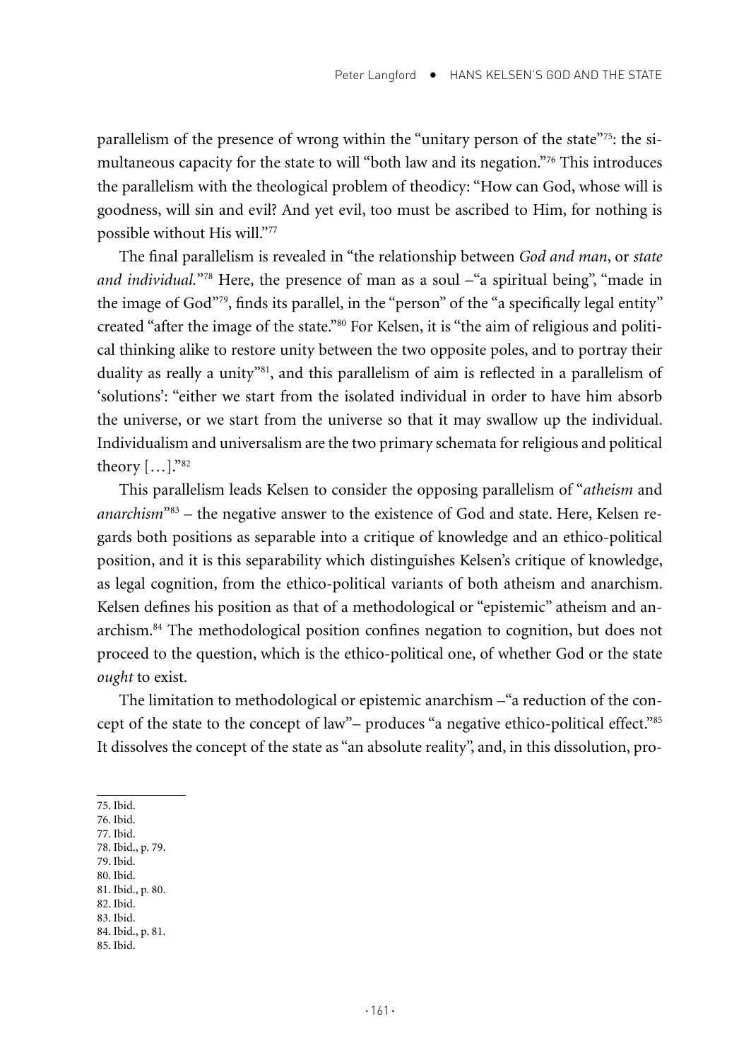parallelism of the presence of wrong within the "unitary person of the state"[75]: the simultaneous capacity for the state to will "both law and its negation."[76] This introduces the parallelism with the theological problem of theodicy: "How can God, whose will is goodness, will sin and evil? And yet evil, too must be ascribed to Him, for nothing is possible without His will."[77]

The final parallelism is revealed in "the relationship between *God and man*, or *state and individual.*"[78] Here, the presence of man as a soul –"a spiritual being", "made in the image of God"[79], finds its parallel, in the "person" of the "a specifically legal entity" created "after the image of the state."[80] For Kelsen, it is "the aim of religious and political thinking alike to restore unity between the two opposite poles, and to portray their duality as really a unity"[81], and this parallelism of aim is reflected in a parallelism of 'solutions': "either we start from the isolated individual in order to have him absorb the universe, or we start from the universe so that it may swallow up the individual. Individualism and universalism are the two primary schemata for religious and political theory […]."[82]

This parallelism leads Kelsen to consider the opposing parallelism of "*atheism* and *anarchism*"[83] – the negative answer to the existence of God and state. Here, Kelsen regards both positions as separable into a critique of knowledge and an ethico-political position, and it is this separability which distinguishes Kelsen's critique of knowledge, as legal cognition, from the ethico-political variants of both atheism and anarchism. Kelsen defines his position as that of a methodological or "epistemic" atheism and anarchism.[84] The methodological position confines negation to cognition, but does not proceed to the question, which is the ethico-political one, of whether God or the state *ought* to exist.

The limitation to methodological or epistemic anarchism –"a reduction of the concept of the state to the concept of law"– produces "a negative ethico-political effect."[85] It dissolves the concept of the state as "an absolute reality", and, in this dissolution, pro-

75. Ibid.
76. Ibid.
77. Ibid.
78. Ibid., p. 79.
79. Ibid.
80. Ibid.
81. Ibid., p. 80.
82. Ibid.
83. Ibid.
84. Ibid., p. 81.
85. Ibid.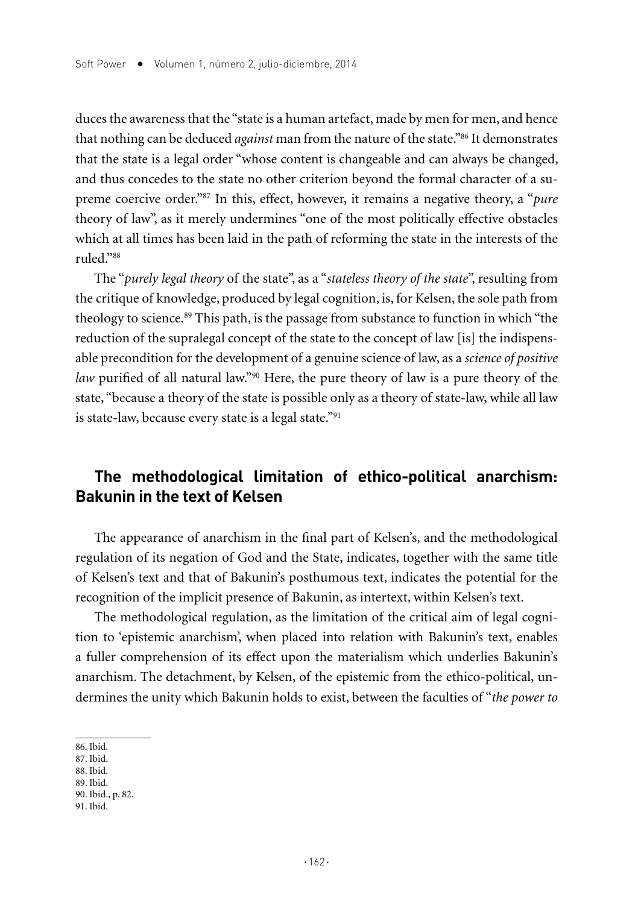duces the awareness that the "state is a human artefact, made by men for men, and hence that nothing can be deduced *against* man from the nature of the state."[86] It demonstrates that the state is a legal order "whose content is changeable and can always be changed, and thus concedes to the state no other criterion beyond the formal character of a supreme coercive order."[87] In this, effect, however, it remains a negative theory, a "*pure* theory of law", as it merely undermines "one of the most politically effective obstacles which at all times has been laid in the path of reforming the state in the interests of the ruled."[88]

The "*purely legal theory* of the state", as a "*stateless theory of the state*", resulting from the critique of knowledge, produced by legal cognition, is, for Kelsen, the sole path from theology to science.[89] This path, is the passage from substance to function in which "the reduction of the supralegal concept of the state to the concept of law [is] the indispensable precondition for the development of a genuine science of law, as a *science of positive law* purified of all natural law."[90] Here, the pure theory of law is a pure theory of the state, "because a theory of the state is possible only as a theory of state-law, while all law is state-law, because every state is a legal state."[91]

## The methodological limitation of ethico-political anarchism: Bakunin in the text of Kelsen

The appearance of anarchism in the final part of Kelsen's, and the methodological regulation of its negation of God and the State, indicates, together with the same title of Kelsen's text and that of Bakunin's posthumous text, indicates the potential for the recognition of the implicit presence of Bakunin, as intertext, within Kelsen's text.

The methodological regulation, as the limitation of the critical aim of legal cognition to 'epistemic anarchism', when placed into relation with Bakunin's text, enables a fuller comprehension of its effect upon the materialism which underlies Bakunin's anarchism. The detachment, by Kelsen, of the epistemic from the ethico-political, undermines the unity which Bakunin holds to exist, between the faculties of "*the power to*

86. Ibid.
87. Ibid.
88. Ibid.
89. Ibid.
90. Ibid., p. 82.
91. Ibid.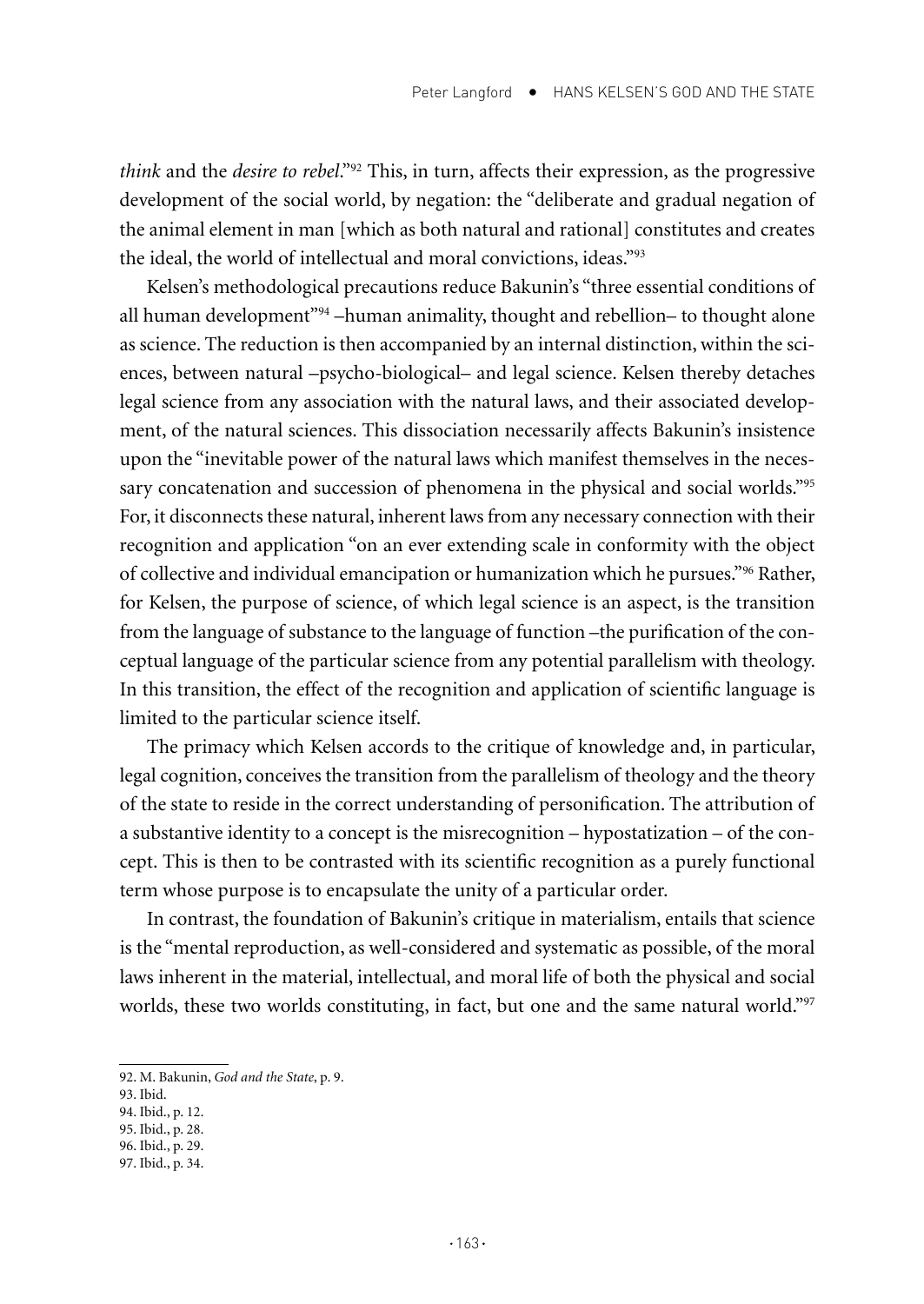*think* and the *desire to rebel*."[92] This, in turn, affects their expression, as the progressive development of the social world, by negation: the "deliberate and gradual negation of the animal element in man [which as both natural and rational] constitutes and creates the ideal, the world of intellectual and moral convictions, ideas."[93]

Kelsen's methodological precautions reduce Bakunin's "three essential conditions of all human development"[94] –human animality, thought and rebellion– to thought alone as science. The reduction is then accompanied by an internal distinction, within the sciences, between natural –psycho-biological– and legal science. Kelsen thereby detaches legal science from any association with the natural laws, and their associated development, of the natural sciences. This dissociation necessarily affects Bakunin's insistence upon the "inevitable power of the natural laws which manifest themselves in the necessary concatenation and succession of phenomena in the physical and social worlds."[95] For, it disconnects these natural, inherent laws from any necessary connection with their recognition and application "on an ever extending scale in conformity with the object of collective and individual emancipation or humanization which he pursues."[96] Rather, for Kelsen, the purpose of science, of which legal science is an aspect, is the transition from the language of substance to the language of function –the purification of the conceptual language of the particular science from any potential parallelism with theology. In this transition, the effect of the recognition and application of scientific language is limited to the particular science itself.

The primacy which Kelsen accords to the critique of knowledge and, in particular, legal cognition, conceives the transition from the parallelism of theology and the theory of the state to reside in the correct understanding of personification. The attribution of a substantive identity to a concept is the misrecognition – hypostatization – of the concept. This is then to be contrasted with its scientific recognition as a purely functional term whose purpose is to encapsulate the unity of a particular order.

In contrast, the foundation of Bakunin's critique in materialism, entails that science is the "mental reproduction, as well-considered and systematic as possible, of the moral laws inherent in the material, intellectual, and moral life of both the physical and social worlds, these two worlds constituting, in fact, but one and the same natural world."[97]

92. M. Bakunin, *God and the State*, p. 9.
93. Ibid.
94. Ibid., p. 12.
95. Ibid., p. 28.
96. Ibid., p. 29.
97. Ibid., p. 34.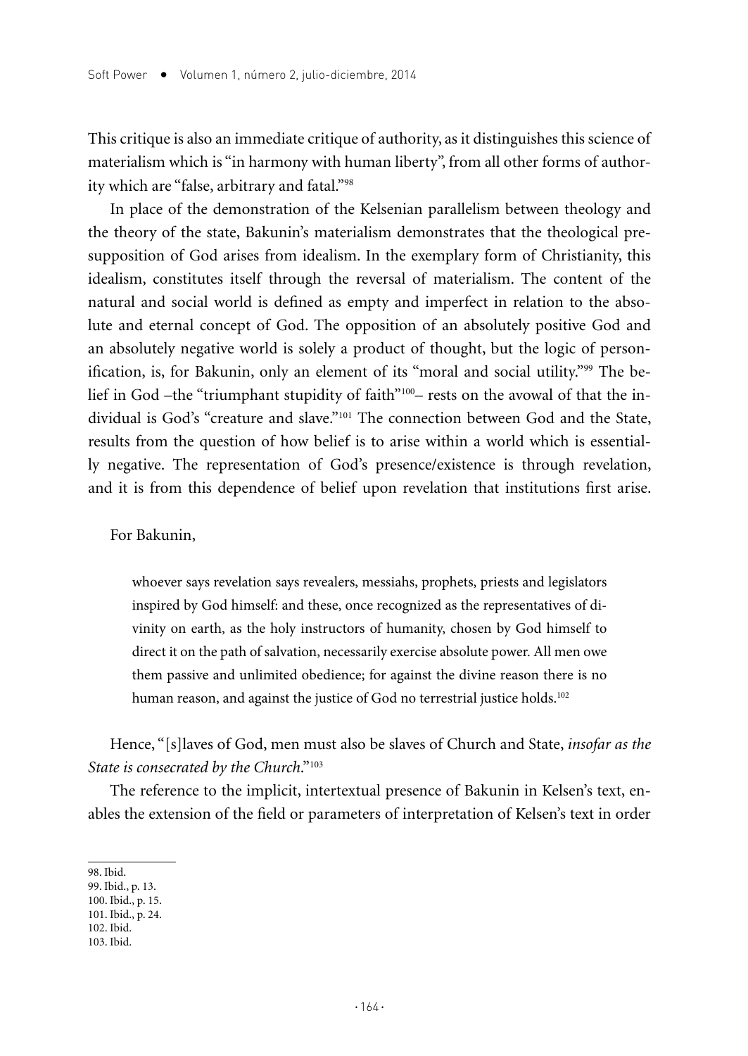This critique is also an immediate critique of authority, as it distinguishes this science of materialism which is "in harmony with human liberty", from all other forms of authority which are "false, arbitrary and fatal."[98]

In place of the demonstration of the Kelsenian parallelism between theology and the theory of the state, Bakunin's materialism demonstrates that the theological presupposition of God arises from idealism. In the exemplary form of Christianity, this idealism, constitutes itself through the reversal of materialism. The content of the natural and social world is defined as empty and imperfect in relation to the absolute and eternal concept of God. The opposition of an absolutely positive God and an absolutely negative world is solely a product of thought, but the logic of personification, is, for Bakunin, only an element of its "moral and social utility."[99] The belief in God –the "triumphant stupidity of faith"[100]– rests on the avowal of that the individual is God's "creature and slave."[101] The connection between God and the State, results from the question of how belief is to arise within a world which is essentially negative. The representation of God's presence/existence is through revelation, and it is from this dependence of belief upon revelation that institutions first arise.

For Bakunin,

> whoever says revelation says revealers, messiahs, prophets, priests and legislators inspired by God himself: and these, once recognized as the representatives of divinity on earth, as the holy instructors of humanity, chosen by God himself to direct it on the path of salvation, necessarily exercise absolute power. All men owe them passive and unlimited obedience; for against the divine reason there is no human reason, and against the justice of God no terrestrial justice holds.[102]

Hence, "[s]laves of God, men must also be slaves of Church and State, *insofar as the State is consecrated by the Church*."[103]

The reference to the implicit, intertextual presence of Bakunin in Kelsen's text, enables the extension of the field or parameters of interpretation of Kelsen's text in order

98. Ibid.
99. Ibid., p. 13.
100. Ibid., p. 15.
101. Ibid., p. 24.
102. Ibid.
103. Ibid.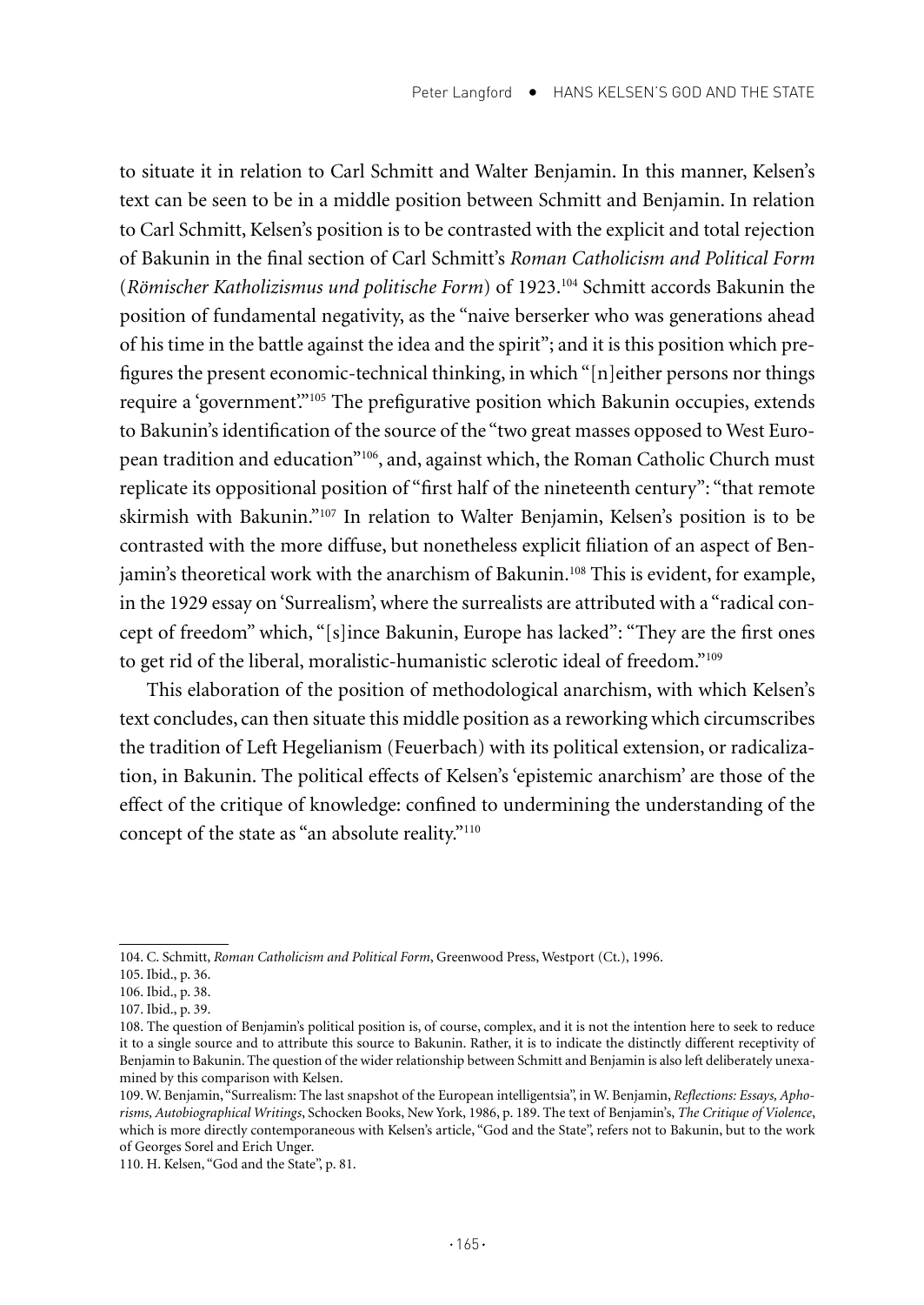to situate it in relation to Carl Schmitt and Walter Benjamin. In this manner, Kelsen's text can be seen to be in a middle position between Schmitt and Benjamin. In relation to Carl Schmitt, Kelsen's position is to be contrasted with the explicit and total rejection of Bakunin in the final section of Carl Schmitt's *Roman Catholicism and Political Form* (*Römischer Katholizismus und politische Form*) of 1923.[104] Schmitt accords Bakunin the position of fundamental negativity, as the "naive berserker who was generations ahead of his time in the battle against the idea and the spirit"; and it is this position which prefigures the present economic-technical thinking, in which "[n]either persons nor things require a 'government'."[105] The prefigurative position which Bakunin occupies, extends to Bakunin's identification of the source of the "two great masses opposed to West European tradition and education"[106], and, against which, the Roman Catholic Church must replicate its oppositional position of "first half of the nineteenth century": "that remote skirmish with Bakunin."[107] In relation to Walter Benjamin, Kelsen's position is to be contrasted with the more diffuse, but nonetheless explicit filiation of an aspect of Benjamin's theoretical work with the anarchism of Bakunin.[108] This is evident, for example, in the 1929 essay on 'Surrealism', where the surrealists are attributed with a "radical concept of freedom" which, "[s]ince Bakunin, Europe has lacked": "They are the first ones to get rid of the liberal, moralistic-humanistic sclerotic ideal of freedom."[109]

This elaboration of the position of methodological anarchism, with which Kelsen's text concludes, can then situate this middle position as a reworking which circumscribes the tradition of Left Hegelianism (Feuerbach) with its political extension, or radicalization, in Bakunin. The political effects of Kelsen's 'epistemic anarchism' are those of the effect of the critique of knowledge: confined to undermining the understanding of the concept of the state as "an absolute reality."[110]

---

104. C. Schmitt, *Roman Catholicism and Political Form*, Greenwood Press, Westport (Ct.), 1996.

105. Ibid., p. 36.

106. Ibid., p. 38.

107. Ibid., p. 39.

108. The question of Benjamin's political position is, of course, complex, and it is not the intention here to seek to reduce it to a single source and to attribute this source to Bakunin. Rather, it is to indicate the distinctly different receptivity of Benjamin to Bakunin. The question of the wider relationship between Schmitt and Benjamin is also left deliberately unexamined by this comparison with Kelsen.

109. W. Benjamin, "Surrealism: The last snapshot of the European intelligentsia", in W. Benjamin, *Reflections: Essays, Aphorisms, Autobiographical Writings*, Schocken Books, New York, 1986, p. 189. The text of Benjamin's, *The Critique of Violence*, which is more directly contemporaneous with Kelsen's article, "God and the State", refers not to Bakunin, but to the work of Georges Sorel and Erich Unger.

110. H. Kelsen, "God and the State", p. 81.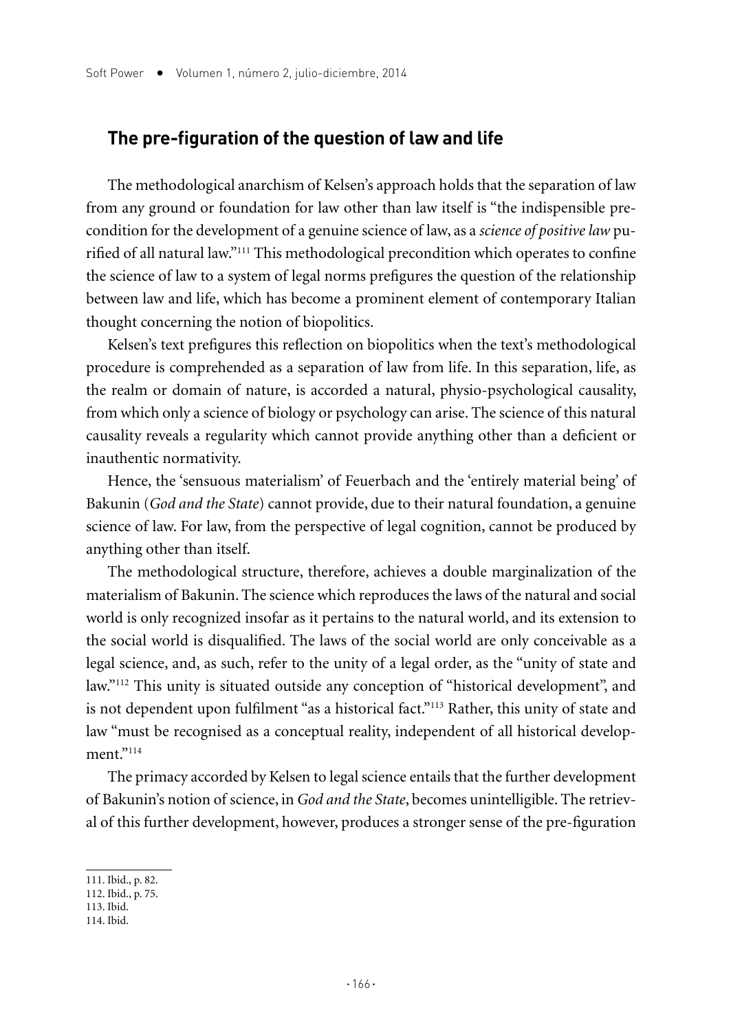## The pre-figuration of the question of law and life

The methodological anarchism of Kelsen's approach holds that the separation of law from any ground or foundation for law other than law itself is "the indispensible precondition for the development of a genuine science of law, as a *science of positive law* purified of all natural law."[111] This methodological precondition which operates to confine the science of law to a system of legal norms prefigures the question of the relationship between law and life, which has become a prominent element of contemporary Italian thought concerning the notion of biopolitics.

Kelsen's text prefigures this reflection on biopolitics when the text's methodological procedure is comprehended as a separation of law from life. In this separation, life, as the realm or domain of nature, is accorded a natural, physio-psychological causality, from which only a science of biology or psychology can arise. The science of this natural causality reveals a regularity which cannot provide anything other than a deficient or inauthentic normativity.

Hence, the 'sensuous materialism' of Feuerbach and the 'entirely material being' of Bakunin (*God and the State*) cannot provide, due to their natural foundation, a genuine science of law. For law, from the perspective of legal cognition, cannot be produced by anything other than itself.

The methodological structure, therefore, achieves a double marginalization of the materialism of Bakunin. The science which reproduces the laws of the natural and social world is only recognized insofar as it pertains to the natural world, and its extension to the social world is disqualified. The laws of the social world are only conceivable as a legal science, and, as such, refer to the unity of a legal order, as the "unity of state and law."[112] This unity is situated outside any conception of "historical development", and is not dependent upon fulfilment "as a historical fact."[113] Rather, this unity of state and law "must be recognised as a conceptual reality, independent of all historical development."[114]

The primacy accorded by Kelsen to legal science entails that the further development of Bakunin's notion of science, in *God and the State*, becomes unintelligible. The retrieval of this further development, however, produces a stronger sense of the pre-figuration

111. Ibid., p. 82.
112. Ibid., p. 75.
113. Ibid.
114. Ibid.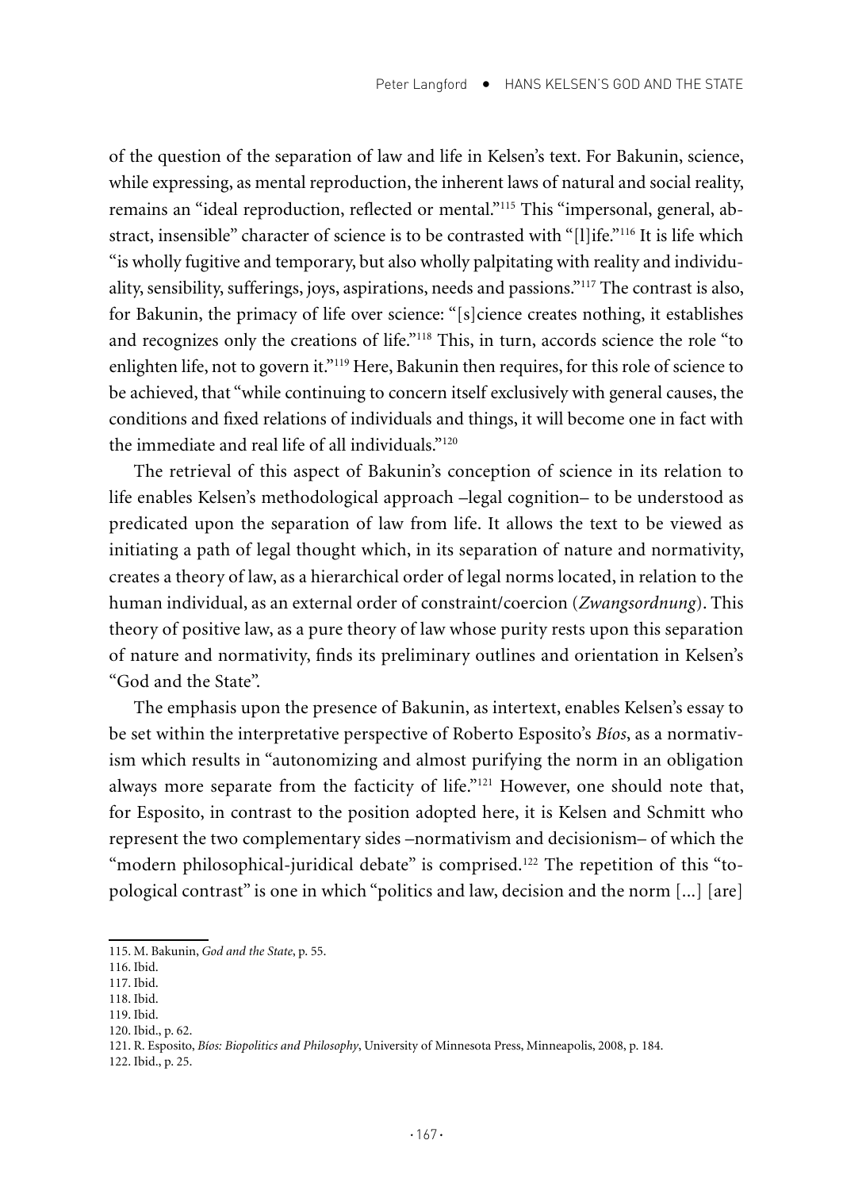of the question of the separation of law and life in Kelsen's text. For Bakunin, science, while expressing, as mental reproduction, the inherent laws of natural and social reality, remains an "ideal reproduction, reflected or mental."[115] This "impersonal, general, abstract, insensible" character of science is to be contrasted with "[l]ife."[116] It is life which "is wholly fugitive and temporary, but also wholly palpitating with reality and individuality, sensibility, sufferings, joys, aspirations, needs and passions."[117] The contrast is also, for Bakunin, the primacy of life over science: "[s]cience creates nothing, it establishes and recognizes only the creations of life."[118] This, in turn, accords science the role "to enlighten life, not to govern it."[119] Here, Bakunin then requires, for this role of science to be achieved, that "while continuing to concern itself exclusively with general causes, the conditions and fixed relations of individuals and things, it will become one in fact with the immediate and real life of all individuals."[120]

The retrieval of this aspect of Bakunin's conception of science in its relation to life enables Kelsen's methodological approach –legal cognition– to be understood as predicated upon the separation of law from life. It allows the text to be viewed as initiating a path of legal thought which, in its separation of nature and normativity, creates a theory of law, as a hierarchical order of legal norms located, in relation to the human individual, as an external order of constraint/coercion (*Zwangsordnung*). This theory of positive law, as a pure theory of law whose purity rests upon this separation of nature and normativity, finds its preliminary outlines and orientation in Kelsen's "God and the State".

The emphasis upon the presence of Bakunin, as intertext, enables Kelsen's essay to be set within the interpretative perspective of Roberto Esposito's *Bíos*, as a normativism which results in "autonomizing and almost purifying the norm in an obligation always more separate from the facticity of life."[121] However, one should note that, for Esposito, in contrast to the position adopted here, it is Kelsen and Schmitt who represent the two complementary sides –normativism and decisionism– of which the "modern philosophical-juridical debate" is comprised.[122] The repetition of this "topological contrast" is one in which "politics and law, decision and the norm [...] [are]

115. M. Bakunin, *God and the State*, p. 55.
116. Ibid.
117. Ibid.
118. Ibid.
119. Ibid.
120. Ibid., p. 62.
121. R. Esposito, *Bíos: Biopolitics and Philosophy*, University of Minnesota Press, Minneapolis, 2008, p. 184.
122. Ibid., p. 25.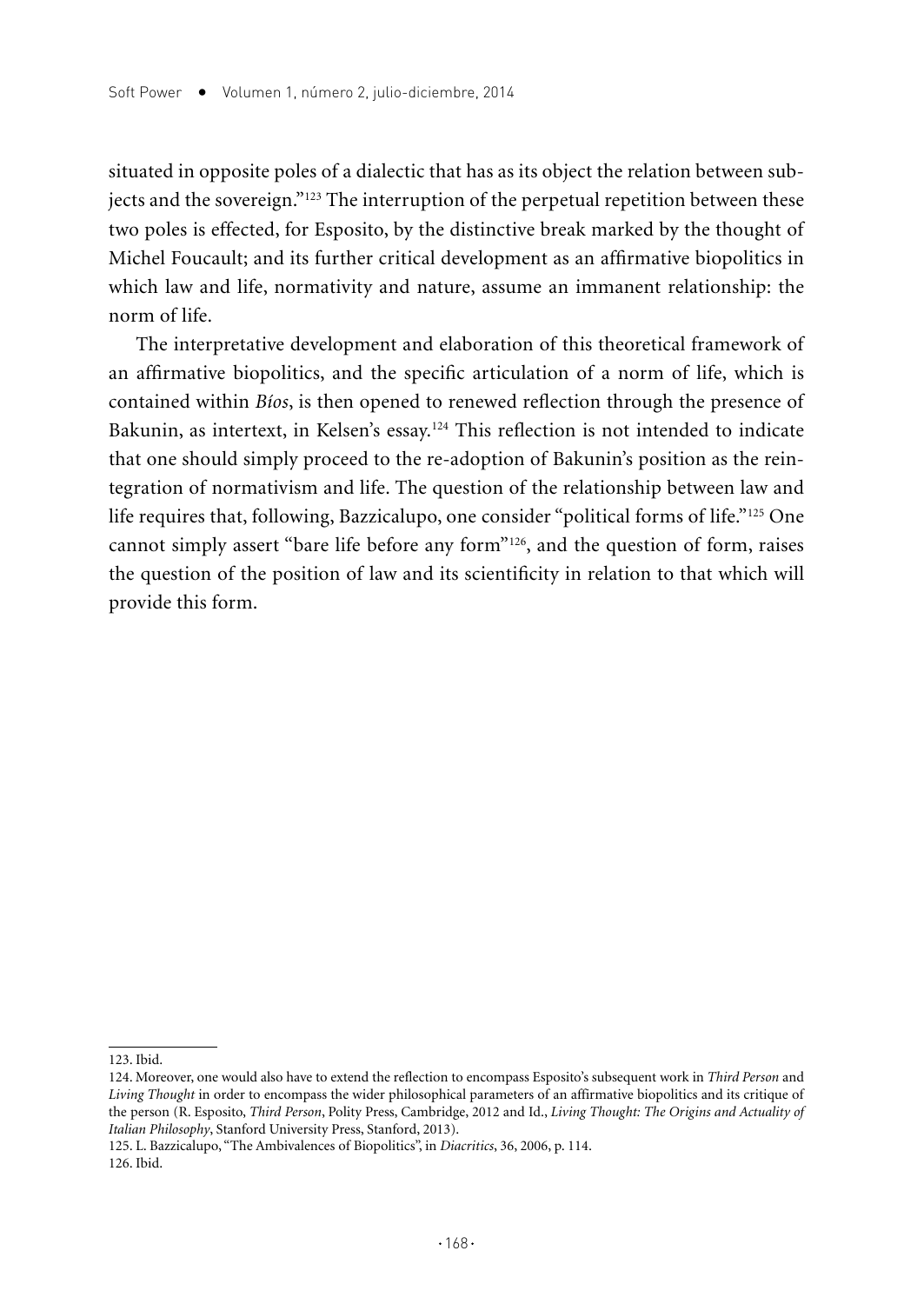situated in opposite poles of a dialectic that has as its object the relation between subjects and the sovereign."[123] The interruption of the perpetual repetition between these two poles is effected, for Esposito, by the distinctive break marked by the thought of Michel Foucault; and its further critical development as an affirmative biopolitics in which law and life, normativity and nature, assume an immanent relationship: the norm of life.

The interpretative development and elaboration of this theoretical framework of an affirmative biopolitics, and the specific articulation of a norm of life, which is contained within *Bíos*, is then opened to renewed reflection through the presence of Bakunin, as intertext, in Kelsen's essay.[124] This reflection is not intended to indicate that one should simply proceed to the re-adoption of Bakunin's position as the reintegration of normativism and life. The question of the relationship between law and life requires that, following, Bazzicalupo, one consider "political forms of life."[125] One cannot simply assert "bare life before any form"[126], and the question of form, raises the question of the position of law and its scientificity in relation to that which will provide this form.

---

123. Ibid.

124. Moreover, one would also have to extend the reflection to encompass Esposito's subsequent work in *Third Person* and *Living Thought* in order to encompass the wider philosophical parameters of an affirmative biopolitics and its critique of the person (R. Esposito, *Third Person*, Polity Press, Cambridge, 2012 and Id., *Living Thought: The Origins and Actuality of Italian Philosophy*, Stanford University Press, Stanford, 2013).

125. L. Bazzicalupo, "The Ambivalences of Biopolitics", in *Diacritics*, 36, 2006, p. 114.

126. Ibid.